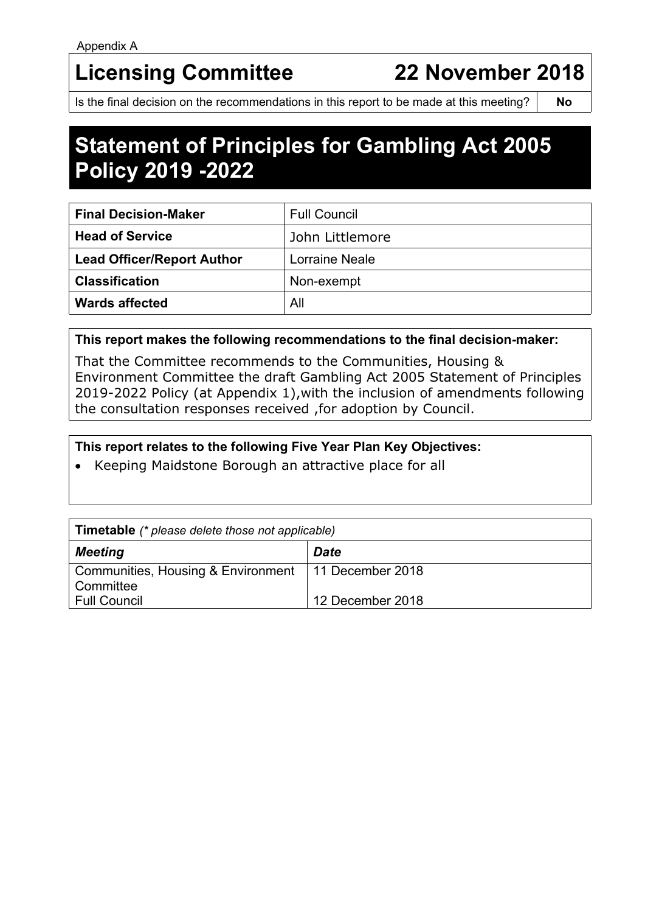Appendix A

# Licensing Committee 22 November 2018

| Is the final decision on the recommendations in this report to be made at this meeting? | No |
| --- | --- |

# Statement of Principles for Gambling Act 2005 Policy 2019 -2022

| **Final Decision-Maker** | Full Council |
| --- | --- |
| **Head of Service** | John Littlemore |
| **Lead Officer/Report Author** | Lorraine Neale |
| **Classification** | Non-exempt |
| **Wards affected** | All |

**This report makes the following recommendations to the final decision-maker:**

That the Committee recommends to the Communities, Housing & Environment Committee the draft Gambling Act 2005 Statement of Principles 2019-2022 Policy (at Appendix 1),with the inclusion of amendments following the consultation responses received ,for adoption by Council.

**This report relates to the following Five Year Plan Key Objectives:**

- Keeping Maidstone Borough an attractive place for all

| **Timetable** *(\* please delete those not applicable)* | |
| --- | --- |
| ***Meeting*** | ***Date*** |
| Communities, Housing & Environment Committee | 11 December 2018 |
| Full Council | 12 December 2018 |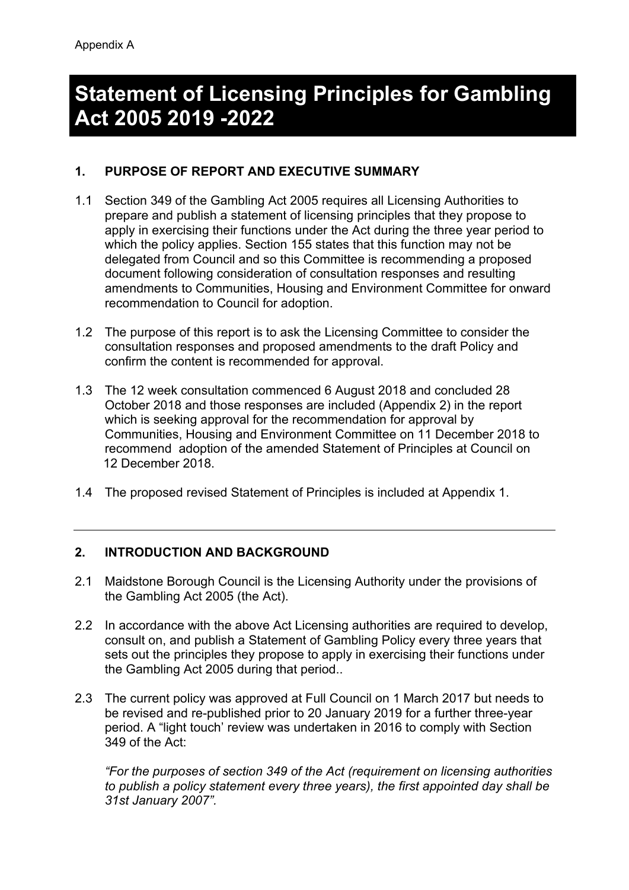Appendix A

# Statement of Licensing Principles for Gambling Act 2005 2019 -2022

## 1. PURPOSE OF REPORT AND EXECUTIVE SUMMARY

1.1 Section 349 of the Gambling Act 2005 requires all Licensing Authorities to prepare and publish a statement of licensing principles that they propose to apply in exercising their functions under the Act during the three year period to which the policy applies. Section 155 states that this function may not be delegated from Council and so this Committee is recommending a proposed document following consideration of consultation responses and resulting amendments to Communities, Housing and Environment Committee for onward recommendation to Council for adoption.

1.2 The purpose of this report is to ask the Licensing Committee to consider the consultation responses and proposed amendments to the draft Policy and confirm the content is recommended for approval.

1.3 The 12 week consultation commenced 6 August 2018 and concluded 28 October 2018 and those responses are included (Appendix 2) in the report which is seeking approval for the recommendation for approval by Communities, Housing and Environment Committee on 11 December 2018 to recommend adoption of the amended Statement of Principles at Council on 12 December 2018.

1.4 The proposed revised Statement of Principles is included at Appendix 1.

---

## 2. INTRODUCTION AND BACKGROUND

2.1 Maidstone Borough Council is the Licensing Authority under the provisions of the Gambling Act 2005 (the Act).

2.2 In accordance with the above Act Licensing authorities are required to develop, consult on, and publish a Statement of Gambling Policy every three years that sets out the principles they propose to apply in exercising their functions under the Gambling Act 2005 during that period..

2.3 The current policy was approved at Full Council on 1 March 2017 but needs to be revised and re-published prior to 20 January 2019 for a further three-year period. A "light touch' review was undertaken in 2016 to comply with Section 349 of the Act:

*"For the purposes of section 349 of the Act (requirement on licensing authorities to publish a policy statement every three years), the first appointed day shall be 31st January 2007".*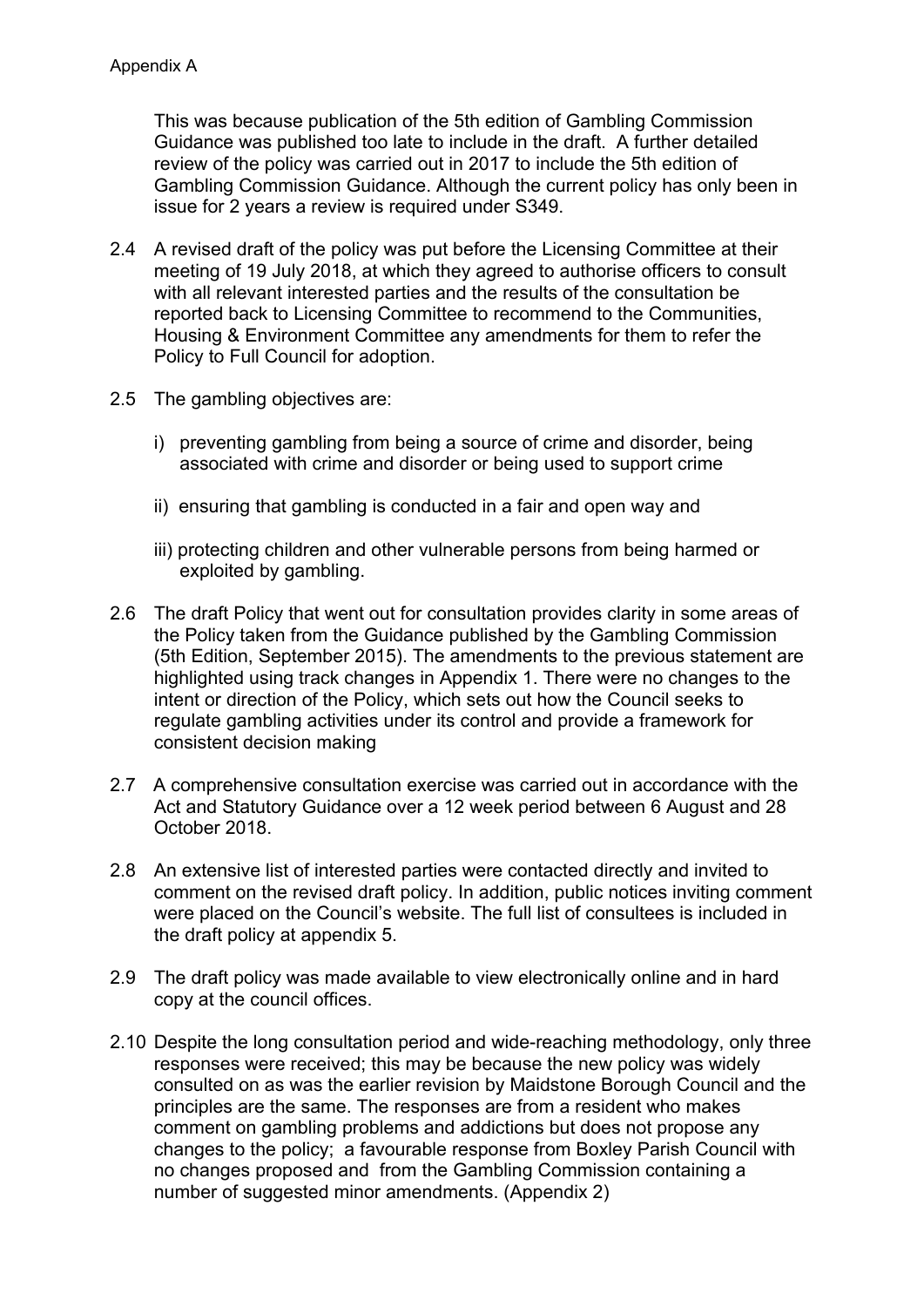Appendix A

This was because publication of the 5th edition of Gambling Commission Guidance was published too late to include in the draft. A further detailed review of the policy was carried out in 2017 to include the 5th edition of Gambling Commission Guidance. Although the current policy has only been in issue for 2 years a review is required under S349.

2.4 A revised draft of the policy was put before the Licensing Committee at their meeting of 19 July 2018, at which they agreed to authorise officers to consult with all relevant interested parties and the results of the consultation be reported back to Licensing Committee to recommend to the Communities, Housing & Environment Committee any amendments for them to refer the Policy to Full Council for adoption.

2.5 The gambling objectives are:

i) preventing gambling from being a source of crime and disorder, being associated with crime and disorder or being used to support crime

ii) ensuring that gambling is conducted in a fair and open way and

iii) protecting children and other vulnerable persons from being harmed or exploited by gambling.

2.6 The draft Policy that went out for consultation provides clarity in some areas of the Policy taken from the Guidance published by the Gambling Commission (5th Edition, September 2015). The amendments to the previous statement are highlighted using track changes in Appendix 1. There were no changes to the intent or direction of the Policy, which sets out how the Council seeks to regulate gambling activities under its control and provide a framework for consistent decision making

2.7 A comprehensive consultation exercise was carried out in accordance with the Act and Statutory Guidance over a 12 week period between 6 August and 28 October 2018.

2.8 An extensive list of interested parties were contacted directly and invited to comment on the revised draft policy. In addition, public notices inviting comment were placed on the Council's website. The full list of consultees is included in the draft policy at appendix 5.

2.9 The draft policy was made available to view electronically online and in hard copy at the council offices.

2.10 Despite the long consultation period and wide-reaching methodology, only three responses were received; this may be because the new policy was widely consulted on as was the earlier revision by Maidstone Borough Council and the principles are the same. The responses are from a resident who makes comment on gambling problems and addictions but does not propose any changes to the policy; a favourable response from Boxley Parish Council with no changes proposed and from the Gambling Commission containing a number of suggested minor amendments. (Appendix 2)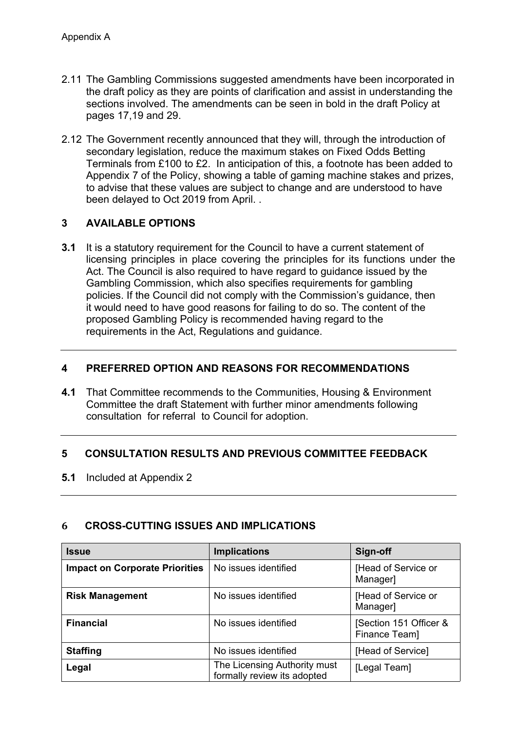Appendix A

2.11 The Gambling Commissions suggested amendments have been incorporated in the draft policy as they are points of clarification and assist in understanding the sections involved. The amendments can be seen in bold in the draft Policy at pages 17,19 and 29.

2.12 The Government recently announced that they will, through the introduction of secondary legislation, reduce the maximum stakes on Fixed Odds Betting Terminals from £100 to £2. In anticipation of this, a footnote has been added to Appendix 7 of the Policy, showing a table of gaming machine stakes and prizes, to advise that these values are subject to change and are understood to have been delayed to Oct 2019 from April. .

## 3 AVAILABLE OPTIONS

**3.1** It is a statutory requirement for the Council to have a current statement of licensing principles in place covering the principles for its functions under the Act. The Council is also required to have regard to guidance issued by the Gambling Commission, which also specifies requirements for gambling policies. If the Council did not comply with the Commission's guidance, then it would need to have good reasons for failing to do so. The content of the proposed Gambling Policy is recommended having regard to the requirements in the Act, Regulations and guidance.

---

## 4 PREFERRED OPTION AND REASONS FOR RECOMMENDATIONS

**4.1** That Committee recommends to the Communities, Housing & Environment Committee the draft Statement with further minor amendments following consultation for referral to Council for adoption.

---

## 5 CONSULTATION RESULTS AND PREVIOUS COMMITTEE FEEDBACK

**5.1** Included at Appendix 2

---

## 6 CROSS-CUTTING ISSUES AND IMPLICATIONS

| Issue | Implications | Sign-off |
|---|---|---|
| **Impact on Corporate Priorities** | No issues identified | [Head of Service or Manager] |
| **Risk Management** | No issues identified | [Head of Service or Manager] |
| **Financial** | No issues identified | [Section 151 Officer & Finance Team] |
| **Staffing** | No issues identified | [Head of Service] |
| **Legal** | The Licensing Authority must formally review its adopted | [Legal Team] |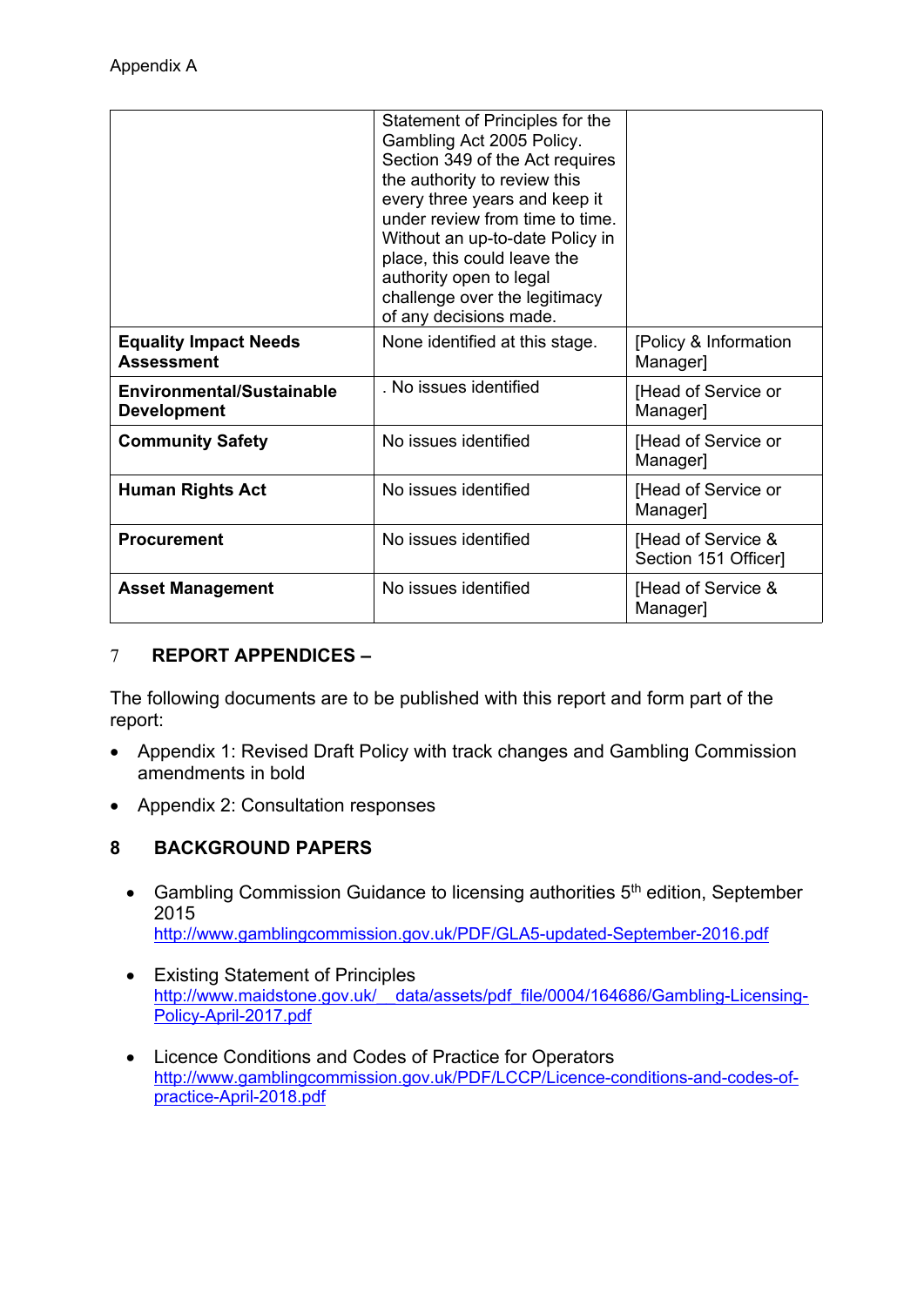Appendix A

| | | |
|---|---|---|
| | Statement of Principles for the Gambling Act 2005 Policy. Section 349 of the Act requires the authority to review this every three years and keep it under review from time to time. Without an up-to-date Policy in place, this could leave the authority open to legal challenge over the legitimacy of any decisions made. | |
| **Equality Impact Needs Assessment** | None identified at this stage. | [Policy & Information Manager] |
| **Environmental/Sustainable Development** | . No issues identified | [Head of Service or Manager] |
| **Community Safety** | No issues identified | [Head of Service or Manager] |
| **Human Rights Act** | No issues identified | [Head of Service or Manager] |
| **Procurement** | No issues identified | [Head of Service & Section 151 Officer] |
| **Asset Management** | No issues identified | [Head of Service & Manager] |

## 7 REPORT APPENDICES –

The following documents are to be published with this report and form part of the report:

- Appendix 1: Revised Draft Policy with track changes and Gambling Commission amendments in bold
- Appendix 2: Consultation responses

## 8 BACKGROUND PAPERS

- Gambling Commission Guidance to licensing authorities 5th edition, September 2015
  http://www.gamblingcommission.gov.uk/PDF/GLA5-updated-September-2016.pdf

- Existing Statement of Principles
  http://www.maidstone.gov.uk/__data/assets/pdf_file/0004/164686/Gambling-Licensing-Policy-April-2017.pdf

- Licence Conditions and Codes of Practice for Operators
  http://www.gamblingcommission.gov.uk/PDF/LCCP/Licence-conditions-and-codes-of-practice-April-2018.pdf